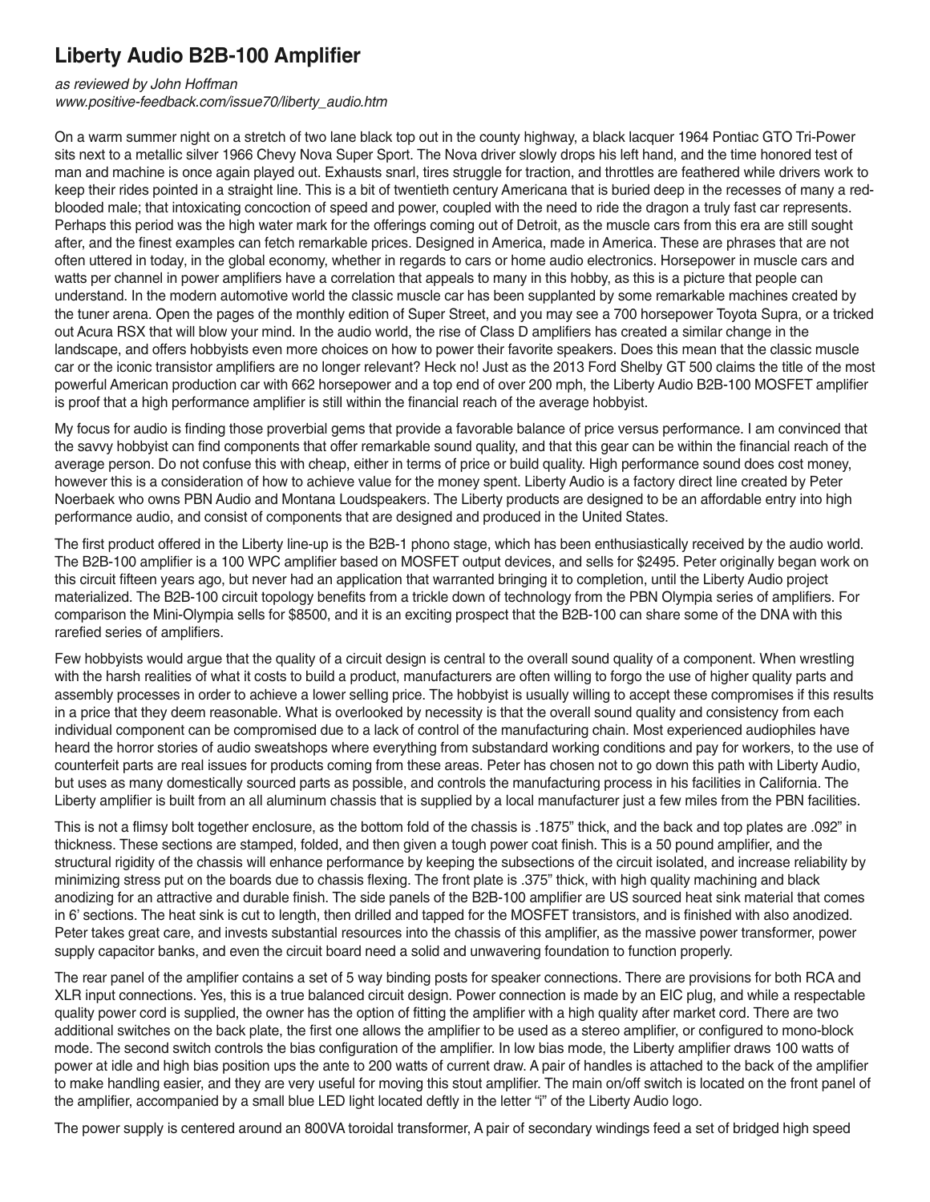# Liberty Audio B2B-100 Amplifier

*as reviewed by John Hoffman*
*www.positive-feedback.com/issue70/liberty_audio.htm*

On a warm summer night on a stretch of two lane black top out in the county highway, a black lacquer 1964 Pontiac GTO Tri-Power sits next to a metallic silver 1966 Chevy Nova Super Sport. The Nova driver slowly drops his left hand, and the time honored test of man and machine is once again played out. Exhausts snarl, tires struggle for traction, and throttles are feathered while drivers work to keep their rides pointed in a straight line. This is a bit of twentieth century Americana that is buried deep in the recesses of many a red-blooded male; that intoxicating concoction of speed and power, coupled with the need to ride the dragon a truly fast car represents. Perhaps this period was the high water mark for the offerings coming out of Detroit, as the muscle cars from this era are still sought after, and the finest examples can fetch remarkable prices. Designed in America, made in America. These are phrases that are not often uttered in today, in the global economy, whether in regards to cars or home audio electronics. Horsepower in muscle cars and watts per channel in power amplifiers have a correlation that appeals to many in this hobby, as this is a picture that people can understand. In the modern automotive world the classic muscle car has been supplanted by some remarkable machines created by the tuner arena. Open the pages of the monthly edition of Super Street, and you may see a 700 horsepower Toyota Supra, or a tricked out Acura RSX that will blow your mind. In the audio world, the rise of Class D amplifiers has created a similar change in the landscape, and offers hobbyists even more choices on how to power their favorite speakers. Does this mean that the classic muscle car or the iconic transistor amplifiers are no longer relevant? Heck no! Just as the 2013 Ford Shelby GT 500 claims the title of the most powerful American production car with 662 horsepower and a top end of over 200 mph, the Liberty Audio B2B-100 MOSFET amplifier is proof that a high performance amplifier is still within the financial reach of the average hobbyist.

My focus for audio is finding those proverbial gems that provide a favorable balance of price versus performance. I am convinced that the savvy hobbyist can find components that offer remarkable sound quality, and that this gear can be within the financial reach of the average person. Do not confuse this with cheap, either in terms of price or build quality. High performance sound does cost money, however this is a consideration of how to achieve value for the money spent. Liberty Audio is a factory direct line created by Peter Noerbaek who owns PBN Audio and Montana Loudspeakers. The Liberty products are designed to be an affordable entry into high performance audio, and consist of components that are designed and produced in the United States.

The first product offered in the Liberty line-up is the B2B-1 phono stage, which has been enthusiastically received by the audio world. The B2B-100 amplifier is a 100 WPC amplifier based on MOSFET output devices, and sells for $2495. Peter originally began work on this circuit fifteen years ago, but never had an application that warranted bringing it to completion, until the Liberty Audio project materialized. The B2B-100 circuit topology benefits from a trickle down of technology from the PBN Olympia series of amplifiers. For comparison the Mini-Olympia sells for $8500, and it is an exciting prospect that the B2B-100 can share some of the DNA with this rarefied series of amplifiers.

Few hobbyists would argue that the quality of a circuit design is central to the overall sound quality of a component. When wrestling with the harsh realities of what it costs to build a product, manufacturers are often willing to forgo the use of higher quality parts and assembly processes in order to achieve a lower selling price. The hobbyist is usually willing to accept these compromises if this results in a price that they deem reasonable. What is overlooked by necessity is that the overall sound quality and consistency from each individual component can be compromised due to a lack of control of the manufacturing chain. Most experienced audiophiles have heard the horror stories of audio sweatshops where everything from substandard working conditions and pay for workers, to the use of counterfeit parts are real issues for products coming from these areas. Peter has chosen not to go down this path with Liberty Audio, but uses as many domestically sourced parts as possible, and controls the manufacturing process in his facilities in California. The Liberty amplifier is built from an all aluminum chassis that is supplied by a local manufacturer just a few miles from the PBN facilities.

This is not a flimsy bolt together enclosure, as the bottom fold of the chassis is .1875" thick, and the back and top plates are .092" in thickness. These sections are stamped, folded, and then given a tough power coat finish. This is a 50 pound amplifier, and the structural rigidity of the chassis will enhance performance by keeping the subsections of the circuit isolated, and increase reliability by minimizing stress put on the boards due to chassis flexing. The front plate is .375" thick, with high quality machining and black anodizing for an attractive and durable finish. The side panels of the B2B-100 amplifier are US sourced heat sink material that comes in 6' sections. The heat sink is cut to length, then drilled and tapped for the MOSFET transistors, and is finished with also anodized. Peter takes great care, and invests substantial resources into the chassis of this amplifier, as the massive power transformer, power supply capacitor banks, and even the circuit board need a solid and unwavering foundation to function properly.

The rear panel of the amplifier contains a set of 5 way binding posts for speaker connections. There are provisions for both RCA and XLR input connections. Yes, this is a true balanced circuit design. Power connection is made by an EIC plug, and while a respectable quality power cord is supplied, the owner has the option of fitting the amplifier with a high quality after market cord. There are two additional switches on the back plate, the first one allows the amplifier to be used as a stereo amplifier, or configured to mono-block mode. The second switch controls the bias configuration of the amplifier. In low bias mode, the Liberty amplifier draws 100 watts of power at idle and high bias position ups the ante to 200 watts of current draw. A pair of handles is attached to the back of the amplifier to make handling easier, and they are very useful for moving this stout amplifier. The main on/off switch is located on the front panel of the amplifier, accompanied by a small blue LED light located deftly in the letter "i" of the Liberty Audio logo.

The power supply is centered around an 800VA toroidal transformer, A pair of secondary windings feed a set of bridged high speed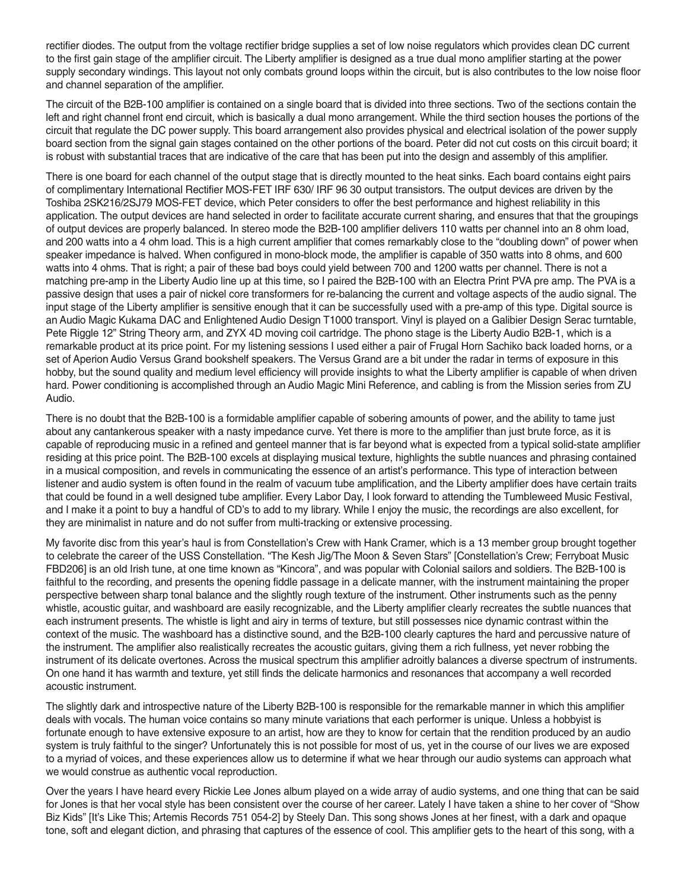rectifier diodes. The output from the voltage rectifier bridge supplies a set of low noise regulators which provides clean DC current to the first gain stage of the amplifier circuit. The Liberty amplifier is designed as a true dual mono amplifier starting at the power supply secondary windings. This layout not only combats ground loops within the circuit, but is also contributes to the low noise floor and channel separation of the amplifier.

The circuit of the B2B-100 amplifier is contained on a single board that is divided into three sections. Two of the sections contain the left and right channel front end circuit, which is basically a dual mono arrangement. While the third section houses the portions of the circuit that regulate the DC power supply. This board arrangement also provides physical and electrical isolation of the power supply board section from the signal gain stages contained on the other portions of the board. Peter did not cut costs on this circuit board; it is robust with substantial traces that are indicative of the care that has been put into the design and assembly of this amplifier.

There is one board for each channel of the output stage that is directly mounted to the heat sinks. Each board contains eight pairs of complimentary International Rectifier MOS-FET IRF 630/ IRF 96 30 output transistors. The output devices are driven by the Toshiba 2SK216/2SJ79 MOS-FET device, which Peter considers to offer the best performance and highest reliability in this application. The output devices are hand selected in order to facilitate accurate current sharing, and ensures that that the groupings of output devices are properly balanced. In stereo mode the B2B-100 amplifier delivers 110 watts per channel into an 8 ohm load, and 200 watts into a 4 ohm load. This is a high current amplifier that comes remarkably close to the "doubling down" of power when speaker impedance is halved. When configured in mono-block mode, the amplifier is capable of 350 watts into 8 ohms, and 600 watts into 4 ohms. That is right; a pair of these bad boys could yield between 700 and 1200 watts per channel. There is not a matching pre-amp in the Liberty Audio line up at this time, so I paired the B2B-100 with an Electra Print PVA pre amp. The PVA is a passive design that uses a pair of nickel core transformers for re-balancing the current and voltage aspects of the audio signal. The input stage of the Liberty amplifier is sensitive enough that it can be successfully used with a pre-amp of this type. Digital source is an Audio Magic Kukama DAC and Enlightened Audio Design T1000 transport. Vinyl is played on a Galibier Design Serac turntable, Pete Riggle 12" String Theory arm, and ZYX 4D moving coil cartridge. The phono stage is the Liberty Audio B2B-1, which is a remarkable product at its price point. For my listening sessions I used either a pair of Frugal Horn Sachiko back loaded horns, or a set of Aperion Audio Versus Grand bookshelf speakers. The Versus Grand are a bit under the radar in terms of exposure in this hobby, but the sound quality and medium level efficiency will provide insights to what the Liberty amplifier is capable of when driven hard. Power conditioning is accomplished through an Audio Magic Mini Reference, and cabling is from the Mission series from ZU Audio.

There is no doubt that the B2B-100 is a formidable amplifier capable of sobering amounts of power, and the ability to tame just about any cantankerous speaker with a nasty impedance curve. Yet there is more to the amplifier than just brute force, as it is capable of reproducing music in a refined and genteel manner that is far beyond what is expected from a typical solid-state amplifier residing at this price point. The B2B-100 excels at displaying musical texture, highlights the subtle nuances and phrasing contained in a musical composition, and revels in communicating the essence of an artist's performance. This type of interaction between listener and audio system is often found in the realm of vacuum tube amplification, and the Liberty amplifier does have certain traits that could be found in a well designed tube amplifier. Every Labor Day, I look forward to attending the Tumbleweed Music Festival, and I make it a point to buy a handful of CD's to add to my library. While I enjoy the music, the recordings are also excellent, for they are minimalist in nature and do not suffer from multi-tracking or extensive processing.

My favorite disc from this year's haul is from Constellation's Crew with Hank Cramer, which is a 13 member group brought together to celebrate the career of the USS Constellation. "The Kesh Jig/The Moon & Seven Stars" [Constellation's Crew; Ferryboat Music FBD206] is an old Irish tune, at one time known as "Kincora", and was popular with Colonial sailors and soldiers. The B2B-100 is faithful to the recording, and presents the opening fiddle passage in a delicate manner, with the instrument maintaining the proper perspective between sharp tonal balance and the slightly rough texture of the instrument. Other instruments such as the penny whistle, acoustic guitar, and washboard are easily recognizable, and the Liberty amplifier clearly recreates the subtle nuances that each instrument presents. The whistle is light and airy in terms of texture, but still possesses nice dynamic contrast within the context of the music. The washboard has a distinctive sound, and the B2B-100 clearly captures the hard and percussive nature of the instrument. The amplifier also realistically recreates the acoustic guitars, giving them a rich fullness, yet never robbing the instrument of its delicate overtones. Across the musical spectrum this amplifier adroitly balances a diverse spectrum of instruments. On one hand it has warmth and texture, yet still finds the delicate harmonics and resonances that accompany a well recorded acoustic instrument.

The slightly dark and introspective nature of the Liberty B2B-100 is responsible for the remarkable manner in which this amplifier deals with vocals. The human voice contains so many minute variations that each performer is unique. Unless a hobbyist is fortunate enough to have extensive exposure to an artist, how are they to know for certain that the rendition produced by an audio system is truly faithful to the singer? Unfortunately this is not possible for most of us, yet in the course of our lives we are exposed to a myriad of voices, and these experiences allow us to determine if what we hear through our audio systems can approach what we would construe as authentic vocal reproduction.

Over the years I have heard every Rickie Lee Jones album played on a wide array of audio systems, and one thing that can be said for Jones is that her vocal style has been consistent over the course of her career. Lately I have taken a shine to her cover of "Show Biz Kids" [It's Like This; Artemis Records 751 054-2] by Steely Dan. This song shows Jones at her finest, with a dark and opaque tone, soft and elegant diction, and phrasing that captures of the essence of cool. This amplifier gets to the heart of this song, with a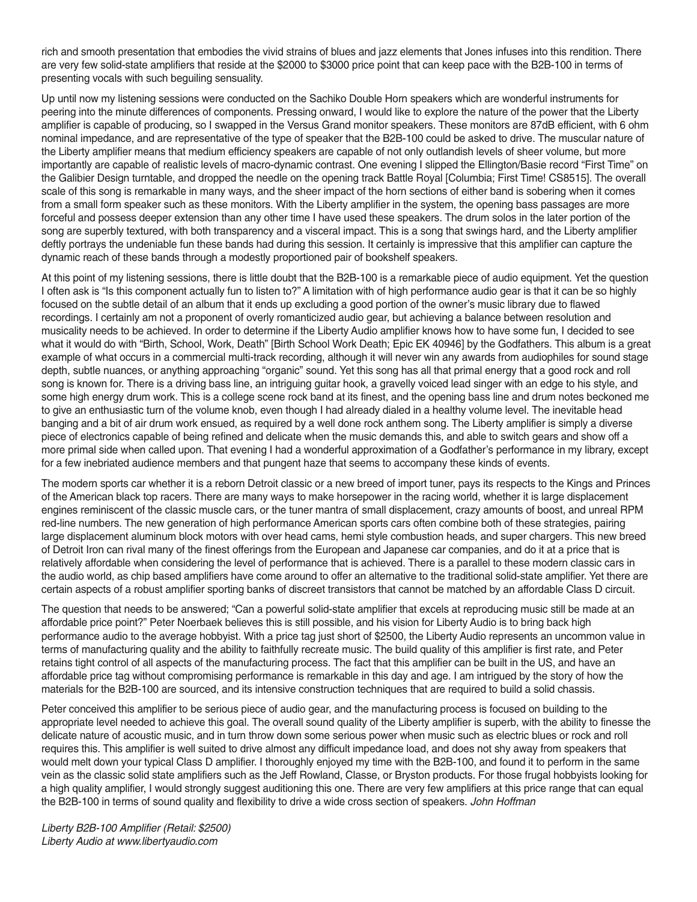rich and smooth presentation that embodies the vivid strains of blues and jazz elements that Jones infuses into this rendition. There are very few solid-state amplifiers that reside at the $2000 to $3000 price point that can keep pace with the B2B-100 in terms of presenting vocals with such beguiling sensuality.

Up until now my listening sessions were conducted on the Sachiko Double Horn speakers which are wonderful instruments for peering into the minute differences of components. Pressing onward, I would like to explore the nature of the power that the Liberty amplifier is capable of producing, so I swapped in the Versus Grand monitor speakers. These monitors are 87dB efficient, with 6 ohm nominal impedance, and are representative of the type of speaker that the B2B-100 could be asked to drive. The muscular nature of the Liberty amplifier means that medium efficiency speakers are capable of not only outlandish levels of sheer volume, but more importantly are capable of realistic levels of macro-dynamic contrast. One evening I slipped the Ellington/Basie record "First Time" on the Galibier Design turntable, and dropped the needle on the opening track Battle Royal [Columbia; First Time! CS8515]. The overall scale of this song is remarkable in many ways, and the sheer impact of the horn sections of either band is sobering when it comes from a small form speaker such as these monitors. With the Liberty amplifier in the system, the opening bass passages are more forceful and possess deeper extension than any other time I have used these speakers. The drum solos in the later portion of the song are superbly textured, with both transparency and a visceral impact. This is a song that swings hard, and the Liberty amplifier deftly portrays the undeniable fun these bands had during this session. It certainly is impressive that this amplifier can capture the dynamic reach of these bands through a modestly proportioned pair of bookshelf speakers.

At this point of my listening sessions, there is little doubt that the B2B-100 is a remarkable piece of audio equipment. Yet the question I often ask is "Is this component actually fun to listen to?" A limitation with of high performance audio gear is that it can be so highly focused on the subtle detail of an album that it ends up excluding a good portion of the owner's music library due to flawed recordings. I certainly am not a proponent of overly romanticized audio gear, but achieving a balance between resolution and musicality needs to be achieved. In order to determine if the Liberty Audio amplifier knows how to have some fun, I decided to see what it would do with "Birth, School, Work, Death" [Birth School Work Death; Epic EK 40946] by the Godfathers. This album is a great example of what occurs in a commercial multi-track recording, although it will never win any awards from audiophiles for sound stage depth, subtle nuances, or anything approaching "organic" sound. Yet this song has all that primal energy that a good rock and roll song is known for. There is a driving bass line, an intriguing guitar hook, a gravelly voiced lead singer with an edge to his style, and some high energy drum work. This is a college scene rock band at its finest, and the opening bass line and drum notes beckoned me to give an enthusiastic turn of the volume knob, even though I had already dialed in a healthy volume level. The inevitable head banging and a bit of air drum work ensued, as required by a well done rock anthem song. The Liberty amplifier is simply a diverse piece of electronics capable of being refined and delicate when the music demands this, and able to switch gears and show off a more primal side when called upon. That evening I had a wonderful approximation of a Godfather's performance in my library, except for a few inebriated audience members and that pungent haze that seems to accompany these kinds of events.

The modern sports car whether it is a reborn Detroit classic or a new breed of import tuner, pays its respects to the Kings and Princes of the American black top racers. There are many ways to make horsepower in the racing world, whether it is large displacement engines reminiscent of the classic muscle cars, or the tuner mantra of small displacement, crazy amounts of boost, and unreal RPM red-line numbers. The new generation of high performance American sports cars often combine both of these strategies, pairing large displacement aluminum block motors with over head cams, hemi style combustion heads, and super chargers. This new breed of Detroit Iron can rival many of the finest offerings from the European and Japanese car companies, and do it at a price that is relatively affordable when considering the level of performance that is achieved. There is a parallel to these modern classic cars in the audio world, as chip based amplifiers have come around to offer an alternative to the traditional solid-state amplifier. Yet there are certain aspects of a robust amplifier sporting banks of discreet transistors that cannot be matched by an affordable Class D circuit.

The question that needs to be answered; "Can a powerful solid-state amplifier that excels at reproducing music still be made at an affordable price point?" Peter Noerbaek believes this is still possible, and his vision for Liberty Audio is to bring back high performance audio to the average hobbyist. With a price tag just short of $2500, the Liberty Audio represents an uncommon value in terms of manufacturing quality and the ability to faithfully recreate music. The build quality of this amplifier is first rate, and Peter retains tight control of all aspects of the manufacturing process. The fact that this amplifier can be built in the US, and have an affordable price tag without compromising performance is remarkable in this day and age. I am intrigued by the story of how the materials for the B2B-100 are sourced, and its intensive construction techniques that are required to build a solid chassis.

Peter conceived this amplifier to be serious piece of audio gear, and the manufacturing process is focused on building to the appropriate level needed to achieve this goal. The overall sound quality of the Liberty amplifier is superb, with the ability to finesse the delicate nature of acoustic music, and in turn throw down some serious power when music such as electric blues or rock and roll requires this. This amplifier is well suited to drive almost any difficult impedance load, and does not shy away from speakers that would melt down your typical Class D amplifier. I thoroughly enjoyed my time with the B2B-100, and found it to perform in the same vein as the classic solid state amplifiers such as the Jeff Rowland, Classe, or Bryston products. For those frugal hobbyists looking for a high quality amplifier, I would strongly suggest auditioning this one. There are very few amplifiers at this price range that can equal the B2B-100 in terms of sound quality and flexibility to drive a wide cross section of speakers. *John Hoffman*

*Liberty B2B-100 Amplifier (Retail: $2500)*
*Liberty Audio at www.libertyaudio.com*